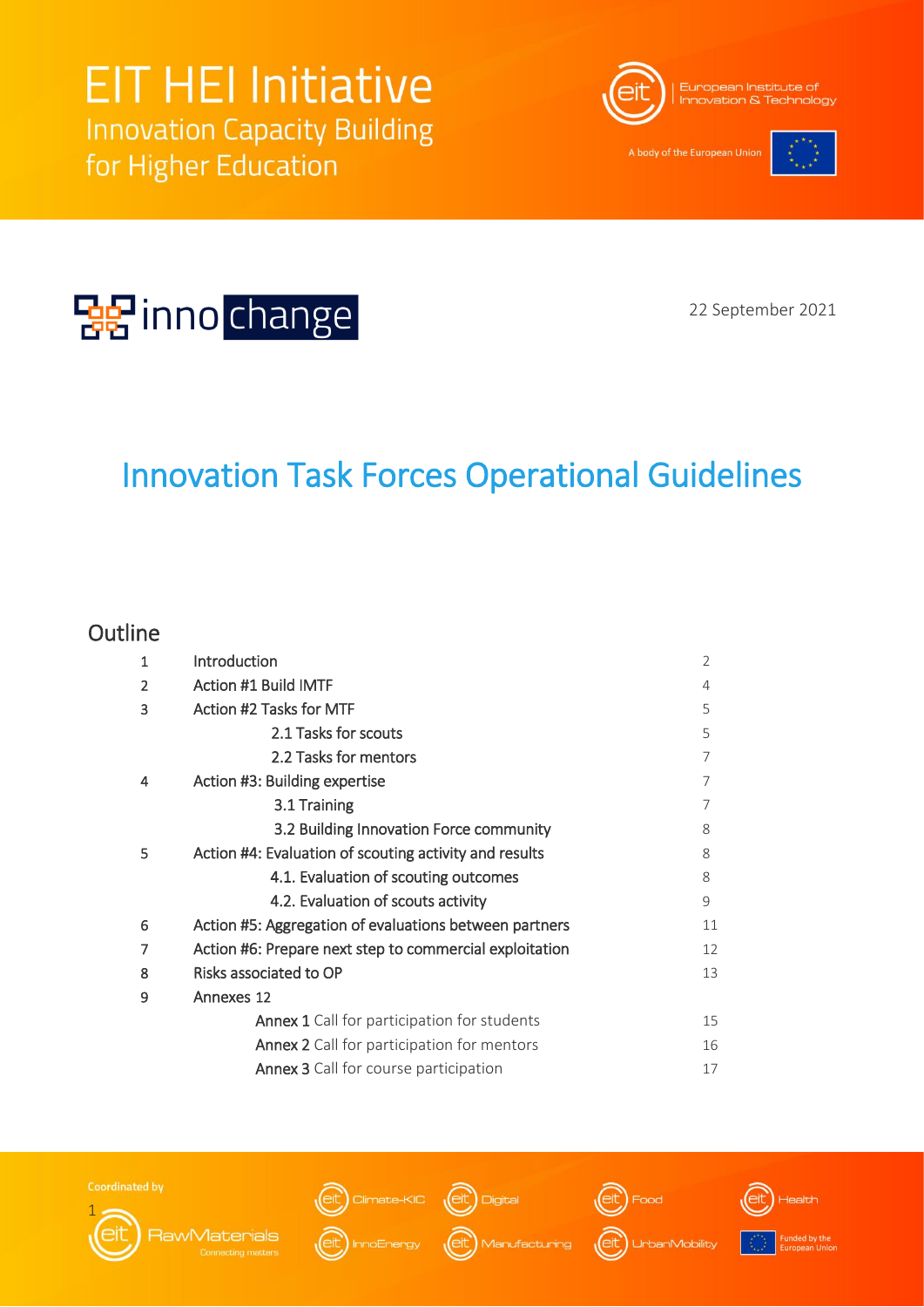# EIT HEI Initiative
## Innovation Capacity Building for Higher Education

European Institute of Innovation & Technology

A body of the European Union

inno change

22 September 2021

# Innovation Task Forces Operational Guidelines

## Outline

| | | |
|---|---|---|
| 1 | Introduction | 2 |
| 2 | Action #1 Build IMTF | 4 |
| 3 | Action #2 Tasks for MTF | 5 |
| | 2.1 Tasks for scouts | 5 |
| | 2.2 Tasks for mentors | 7 |
| 4 | Action #3: Building expertise | 7 |
| | 3.1 Training | 7 |
| | 3.2 Building Innovation Force community | 8 |
| 5 | Action #4: Evaluation of scouting activity and results | 8 |
| | 4.1. Evaluation of scouting outcomes | 8 |
| | 4.2. Evaluation of scouts activity | 9 |
| 6 | Action #5: Aggregation of evaluations between partners | 11 |
| 7 | Action #6: Prepare next step to commercial exploitation | 12 |
| 8 | Risks associated to OP | 13 |
| 9 | Annexes 12 | |
| | **Annex 1** Call for participation for students | 15 |
| | **Annex 2** Call for participation for mentors | 16 |
| | **Annex 3** Call for course participation | 17 |

Coordinated by RawMaterials Connecting matters

Climate-KIC, Digital, Food, Health, InnoEnergy, Manufacturing, UrbanMobility

Funded by the European Union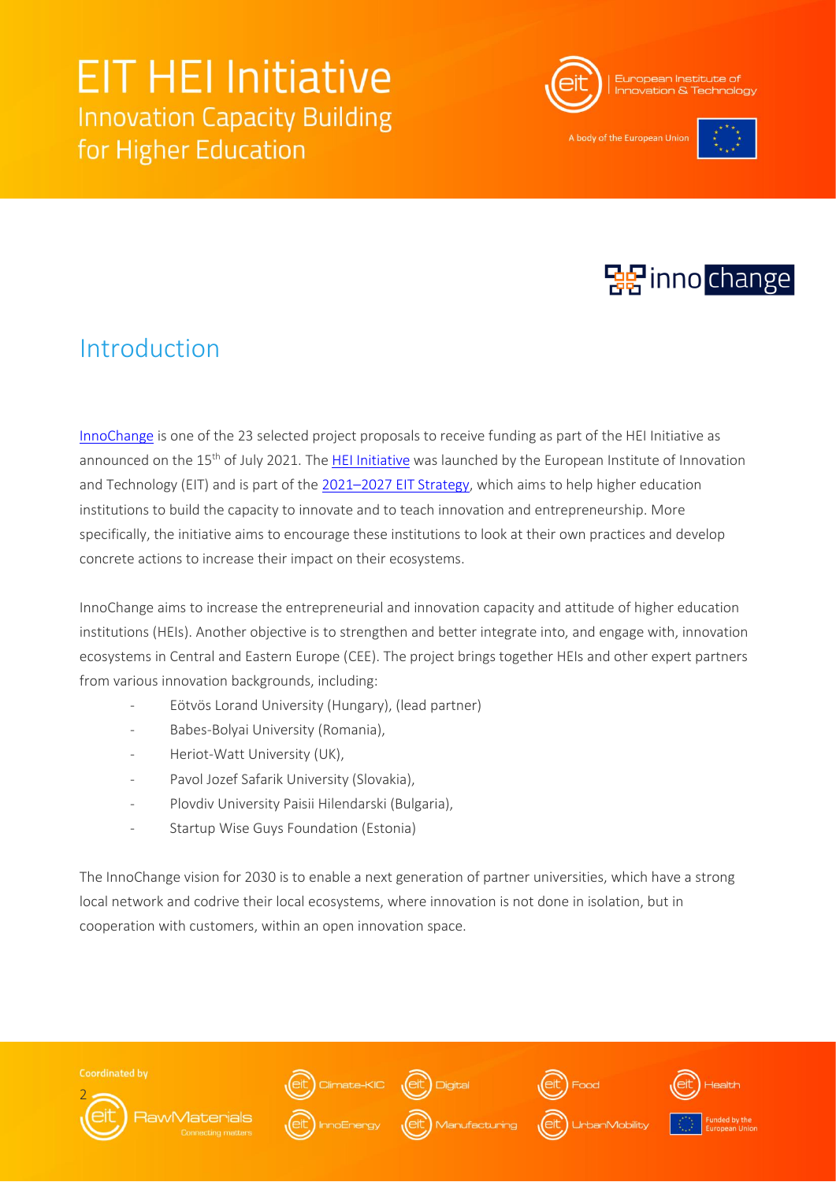## Introduction

InnoChange is one of the 23 selected project proposals to receive funding as part of the HEI Initiative as announced on the 15th of July 2021. The HEI Initiative was launched by the European Institute of Innovation and Technology (EIT) and is part of the 2021–2027 EIT Strategy, which aims to help higher education institutions to build the capacity to innovate and to teach innovation and entrepreneurship. More specifically, the initiative aims to encourage these institutions to look at their own practices and develop concrete actions to increase their impact on their ecosystems.

InnoChange aims to increase the entrepreneurial and innovation capacity and attitude of higher education institutions (HEIs). Another objective is to strengthen and better integrate into, and engage with, innovation ecosystems in Central and Eastern Europe (CEE). The project brings together HEIs and other expert partners from various innovation backgrounds, including:

- Eötvös Lorand University (Hungary), (lead partner)
- Babes-Bolyai University (Romania),
- Heriot-Watt University (UK),
- Pavol Jozef Safarik University (Slovakia),
- Plovdiv University Paisii Hilendarski (Bulgaria),
- Startup Wise Guys Foundation (Estonia)

The InnoChange vision for 2030 is to enable a next generation of partner universities, which have a strong local network and codrive their local ecosystems, where innovation is not done in isolation, but in cooperation with customers, within an open innovation space.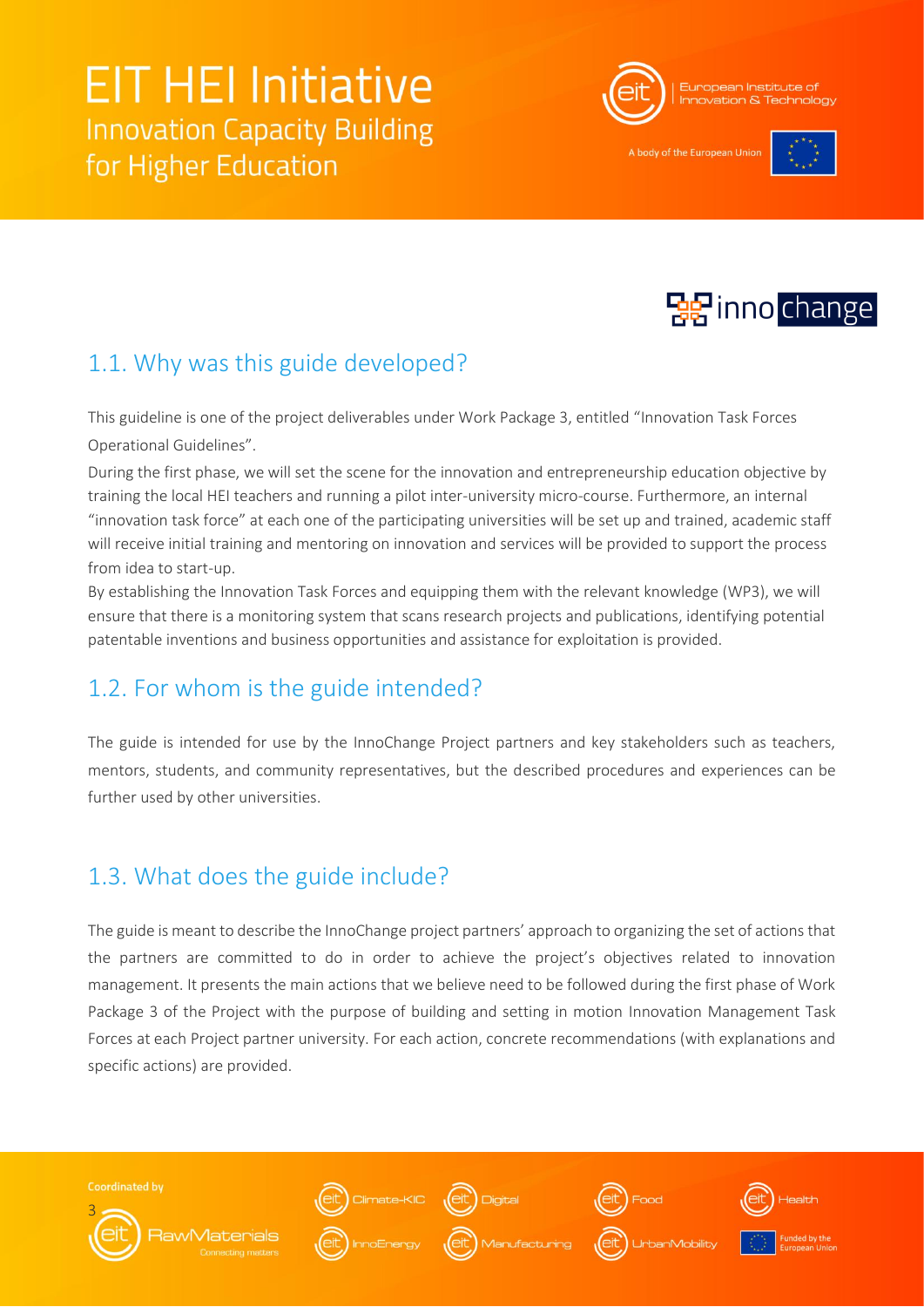## 1.1. Why was this guide developed?

This guideline is one of the project deliverables under Work Package 3, entitled "Innovation Task Forces Operational Guidelines".

During the first phase, we will set the scene for the innovation and entrepreneurship education objective by training the local HEI teachers and running a pilot inter-university micro-course. Furthermore, an internal "innovation task force" at each one of the participating universities will be set up and trained, academic staff will receive initial training and mentoring on innovation and services will be provided to support the process from idea to start-up.

By establishing the Innovation Task Forces and equipping them with the relevant knowledge (WP3), we will ensure that there is a monitoring system that scans research projects and publications, identifying potential patentable inventions and business opportunities and assistance for exploitation is provided.

## 1.2. For whom is the guide intended?

The guide is intended for use by the InnoChange Project partners and key stakeholders such as teachers, mentors, students, and community representatives, but the described procedures and experiences can be further used by other universities.

## 1.3. What does the guide include?

The guide is meant to describe the InnoChange project partners' approach to organizing the set of actions that the partners are committed to do in order to achieve the project's objectives related to innovation management. It presents the main actions that we believe need to be followed during the first phase of Work Package 3 of the Project with the purpose of building and setting in motion Innovation Management Task Forces at each Project partner university. For each action, concrete recommendations (with explanations and specific actions) are provided.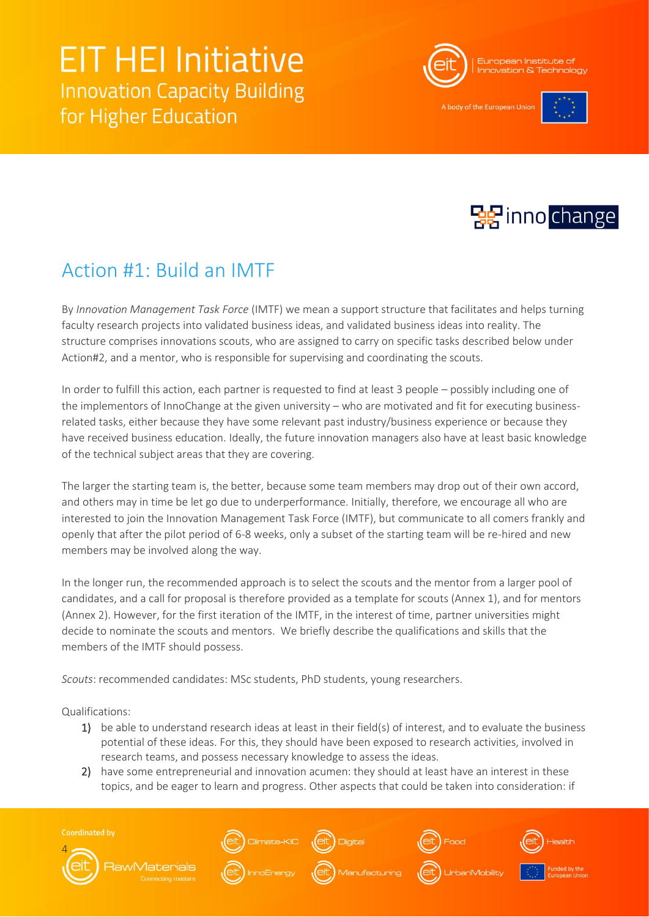## Action #1: Build an IMTF

By *Innovation Management Task Force* (IMTF) we mean a support structure that facilitates and helps turning faculty research projects into validated business ideas, and validated business ideas into reality. The structure comprises innovations scouts, who are assigned to carry on specific tasks described below under Action#2, and a mentor, who is responsible for supervising and coordinating the scouts.

In order to fulfill this action, each partner is requested to find at least 3 people – possibly including one of the implementors of InnoChange at the given university – who are motivated and fit for executing business-related tasks, either because they have some relevant past industry/business experience or because they have received business education. Ideally, the future innovation managers also have at least basic knowledge of the technical subject areas that they are covering.

The larger the starting team is, the better, because some team members may drop out of their own accord, and others may in time be let go due to underperformance. Initially, therefore, we encourage all who are interested to join the Innovation Management Task Force (IMTF), but communicate to all comers frankly and openly that after the pilot period of 6-8 weeks, only a subset of the starting team will be re-hired and new members may be involved along the way.

In the longer run, the recommended approach is to select the scouts and the mentor from a larger pool of candidates, and a call for proposal is therefore provided as a template for scouts (Annex 1), and for mentors (Annex 2). However, for the first iteration of the IMTF, in the interest of time, partner universities might decide to nominate the scouts and mentors. We briefly describe the qualifications and skills that the members of the IMTF should possess.

*Scouts*: recommended candidates: MSc students, PhD students, young researchers.

Qualifications:

1) be able to understand research ideas at least in their field(s) of interest, and to evaluate the business potential of these ideas. For this, they should have been exposed to research activities, involved in research teams, and possess necessary knowledge to assess the ideas.
2) have some entrepreneurial and innovation acumen: they should at least have an interest in these topics, and be eager to learn and progress. Other aspects that could be taken into consideration: if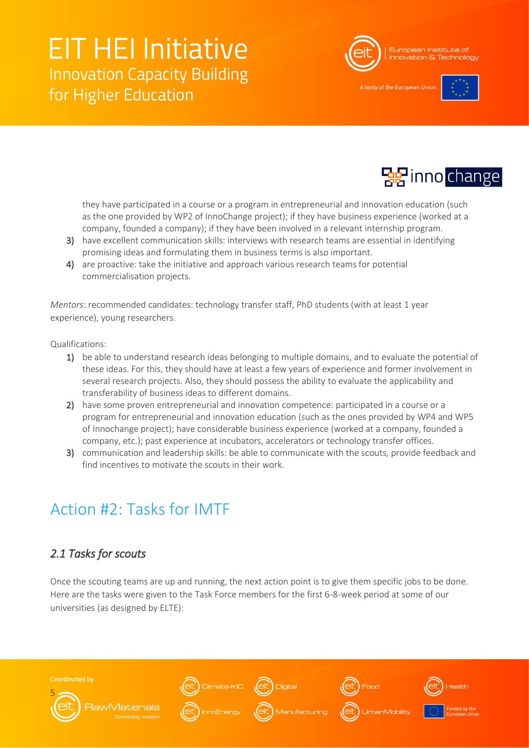they have participated in a course or a program in entrepreneurial and innovation education (such as the one provided by WP2 of InnoChange project); if they have business experience (worked at a company, founded a company); if they have been involved in a relevant internship program.

3) have excellent communication skills: interviews with research teams are essential in identifying promising ideas and formulating them in business terms is also important.
4) are proactive: take the initiative and approach various research teams for potential commercialisation projects.

*Mentors*: recommended candidates: technology transfer staff, PhD students (with at least 1 year experience), young researchers.

Qualifications:

1) be able to understand research ideas belonging to multiple domains, and to evaluate the potential of these ideas. For this, they should have at least a few years of experience and former involvement in several research projects. Also, they should possess the ability to evaluate the applicability and transferability of business ideas to different domains.
2) have some proven entrepreneurial and innovation competence: participated in a course or a program for entrepreneurial and innovation education (such as the ones provided by WP4 and WP5 of Innochange project); have considerable business experience (worked at a company, founded a company, etc.); past experience at incubators, accelerators or technology transfer offices.
3) communication and leadership skills: be able to communicate with the scouts, provide feedback and find incentives to motivate the scouts in their work.

# Action #2: Tasks for IMTF

## *2.1 Tasks for scouts*

Once the scouting teams are up and running, the next action point is to give them specific jobs to be done. Here are the tasks were given to the Task Force members for the first 6-8-week period at some of our universities (as designed by ELTE):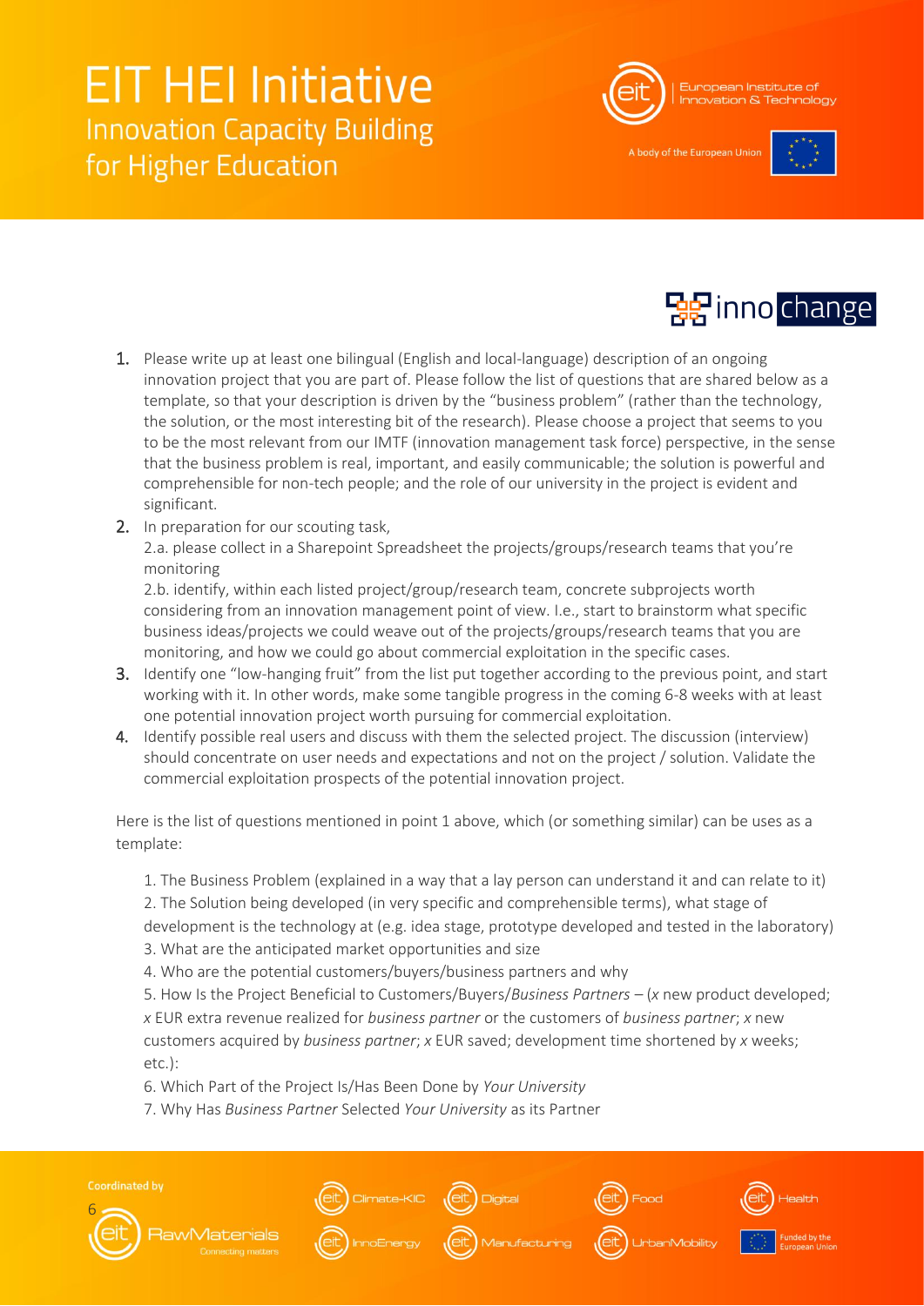1. Please write up at least one bilingual (English and local-language) description of an ongoing innovation project that you are part of. Please follow the list of questions that are shared below as a template, so that your description is driven by the "business problem" (rather than the technology, the solution, or the most interesting bit of the research). Please choose a project that seems to you to be the most relevant from our IMTF (innovation management task force) perspective, in the sense that the business problem is real, important, and easily communicable; the solution is powerful and comprehensible for non-tech people; and the role of our university in the project is evident and significant.
2. In preparation for our scouting task,
   2.a. please collect in a Sharepoint Spreadsheet the projects/groups/research teams that you're monitoring
   2.b. identify, within each listed project/group/research team, concrete subprojects worth considering from an innovation management point of view. I.e., start to brainstorm what specific business ideas/projects we could weave out of the projects/groups/research teams that you are monitoring, and how we could go about commercial exploitation in the specific cases.
3. Identify one "low-hanging fruit" from the list put together according to the previous point, and start working with it. In other words, make some tangible progress in the coming 6-8 weeks with at least one potential innovation project worth pursuing for commercial exploitation.
4. Identify possible real users and discuss with them the selected project. The discussion (interview) should concentrate on user needs and expectations and not on the project / solution. Validate the commercial exploitation prospects of the potential innovation project.

Here is the list of questions mentioned in point 1 above, which (or something similar) can be uses as a template:

1. The Business Problem (explained in a way that a lay person can understand it and can relate to it)
2. The Solution being developed (in very specific and comprehensible terms), what stage of development is the technology at (e.g. idea stage, prototype developed and tested in the laboratory)
3. What are the anticipated market opportunities and size
4. Who are the potential customers/buyers/business partners and why
5. How Is the Project Beneficial to Customers/Buyers/*Business Partners* – (*x* new product developed; *x* EUR extra revenue realized for *business partner* or the customers of *business partner*; *x* new customers acquired by *business partner*; *x* EUR saved; development time shortened by *x* weeks; etc.):
6. Which Part of the Project Is/Has Been Done by *Your University*
7. Why Has *Business Partner* Selected *Your University* as its Partner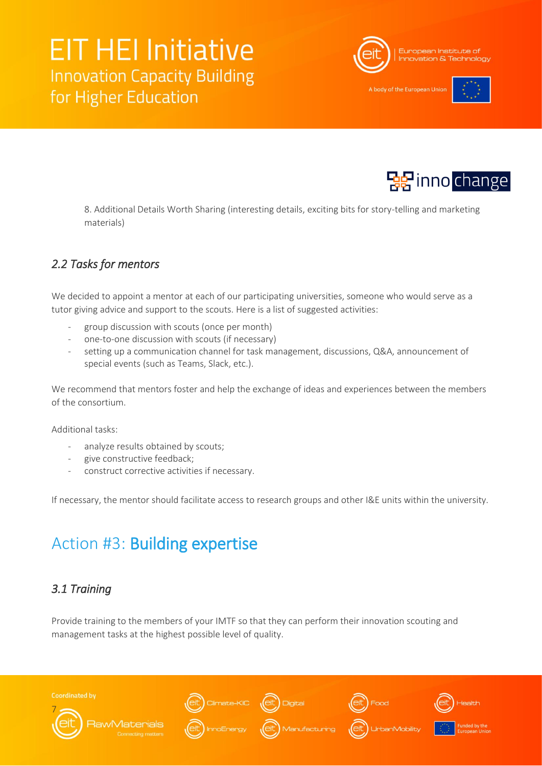8. Additional Details Worth Sharing (interesting details, exciting bits for story-telling and marketing materials)

### *2.2 Tasks for mentors*

We decided to appoint a mentor at each of our participating universities, someone who would serve as a tutor giving advice and support to the scouts. Here is a list of suggested activities:

- group discussion with scouts (once per month)
- one-to-one discussion with scouts (if necessary)
- setting up a communication channel for task management, discussions, Q&A, announcement of special events (such as Teams, Slack, etc.).

We recommend that mentors foster and help the exchange of ideas and experiences between the members of the consortium.

Additional tasks:

- analyze results obtained by scouts;
- give constructive feedback;
- construct corrective activities if necessary.

If necessary, the mentor should facilitate access to research groups and other I&E units within the university.

## Action #3: **Building expertise**

### *3.1 Training*

Provide training to the members of your IMTF so that they can perform their innovation scouting and management tasks at the highest possible level of quality.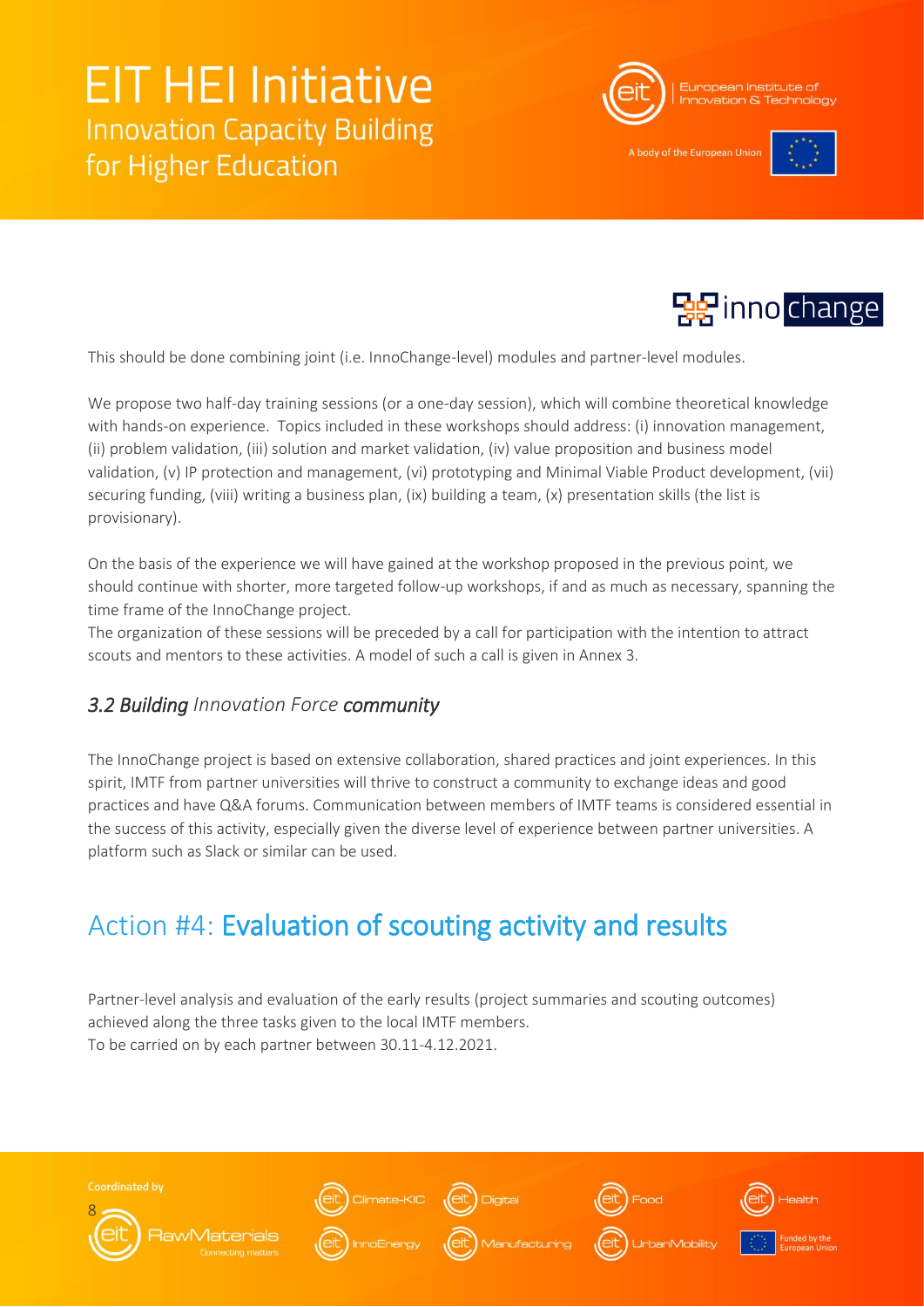This should be done combining joint (i.e. InnoChange-level) modules and partner-level modules.

We propose two half-day training sessions (or a one-day session), which will combine theoretical knowledge with hands-on experience. Topics included in these workshops should address: (i) innovation management, (ii) problem validation, (iii) solution and market validation, (iv) value proposition and business model validation, (v) IP protection and management, (vi) prototyping and Minimal Viable Product development, (vii) securing funding, (viii) writing a business plan, (ix) building a team, (x) presentation skills (the list is provisionary).

On the basis of the experience we will have gained at the workshop proposed in the previous point, we should continue with shorter, more targeted follow-up workshops, if and as much as necessary, spanning the time frame of the InnoChange project.
The organization of these sessions will be preceded by a call for participation with the intention to attract scouts and mentors to these activities. A model of such a call is given in Annex 3.

### *3.2 Building Innovation Force community*

The InnoChange project is based on extensive collaboration, shared practices and joint experiences. In this spirit, IMTF from partner universities will thrive to construct a community to exchange ideas and good practices and have Q&A forums. Communication between members of IMTF teams is considered essential in the success of this activity, especially given the diverse level of experience between partner universities. A platform such as Slack or similar can be used.

## Action #4: Evaluation of scouting activity and results

Partner-level analysis and evaluation of the early results (project summaries and scouting outcomes) achieved along the three tasks given to the local IMTF members.
To be carried on by each partner between 30.11-4.12.2021.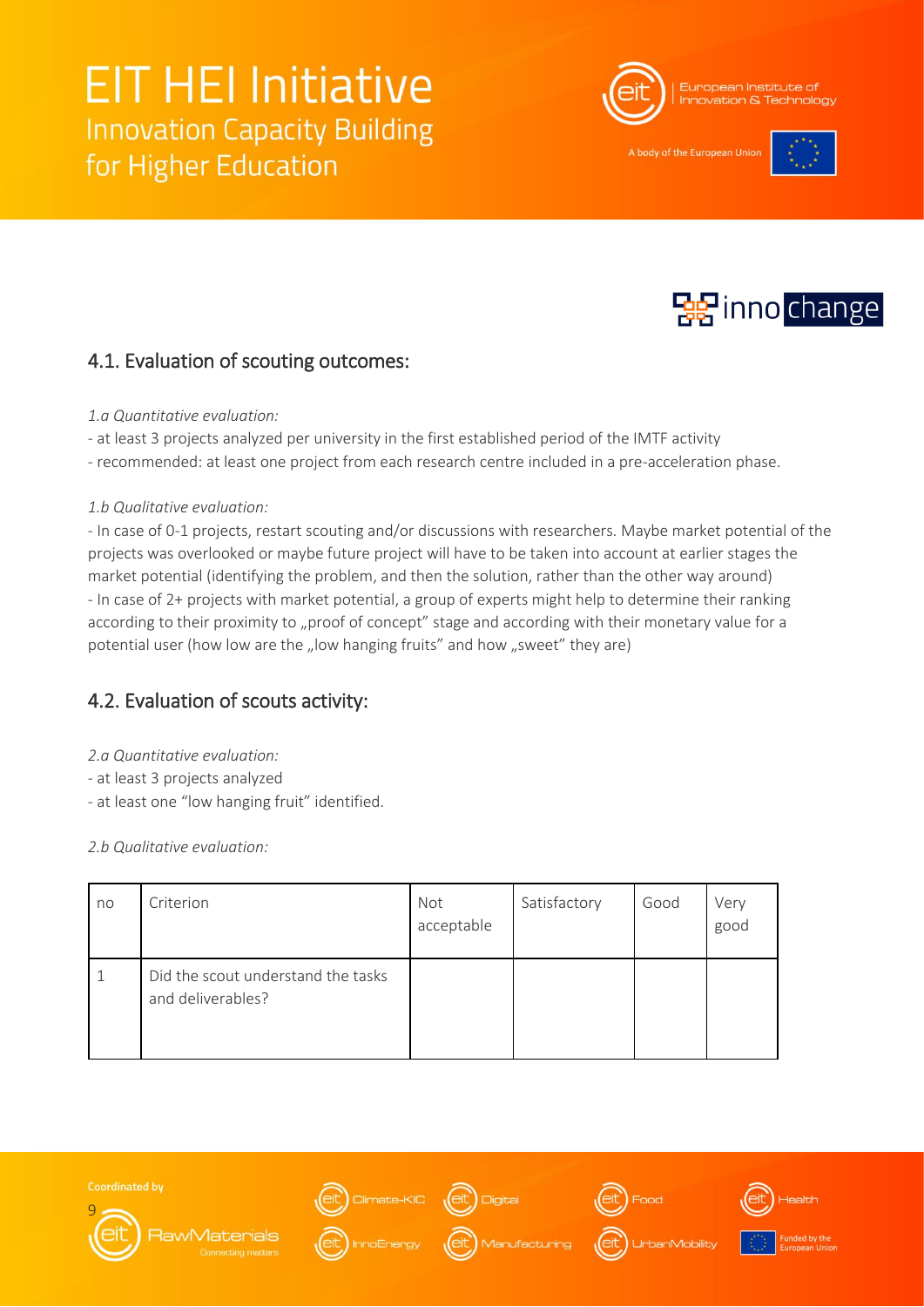## 4.1. Evaluation of scouting outcomes:

*1.a Quantitative evaluation:*

- at least 3 projects analyzed per university in the first established period of the IMTF activity
- recommended: at least one project from each research centre included in a pre-acceleration phase.

*1.b Qualitative evaluation:*

- In case of 0-1 projects, restart scouting and/or discussions with researchers. Maybe market potential of the projects was overlooked or maybe future project will have to be taken into account at earlier stages the market potential (identifying the problem, and then the solution, rather than the other way around)
- In case of 2+ projects with market potential, a group of experts might help to determine their ranking according to their proximity to „proof of concept" stage and according with their monetary value for a potential user (how low are the „low hanging fruits" and how „sweet" they are)

## 4.2. Evaluation of scouts activity:

*2.a Quantitative evaluation:*

- at least 3 projects analyzed
- at least one "low hanging fruit" identified.

*2.b Qualitative evaluation:*

| no | Criterion | Not acceptable | Satisfactory | Good | Very good |
|---|---|---|---|---|---|
| 1 | Did the scout understand the tasks and deliverables? | | | | |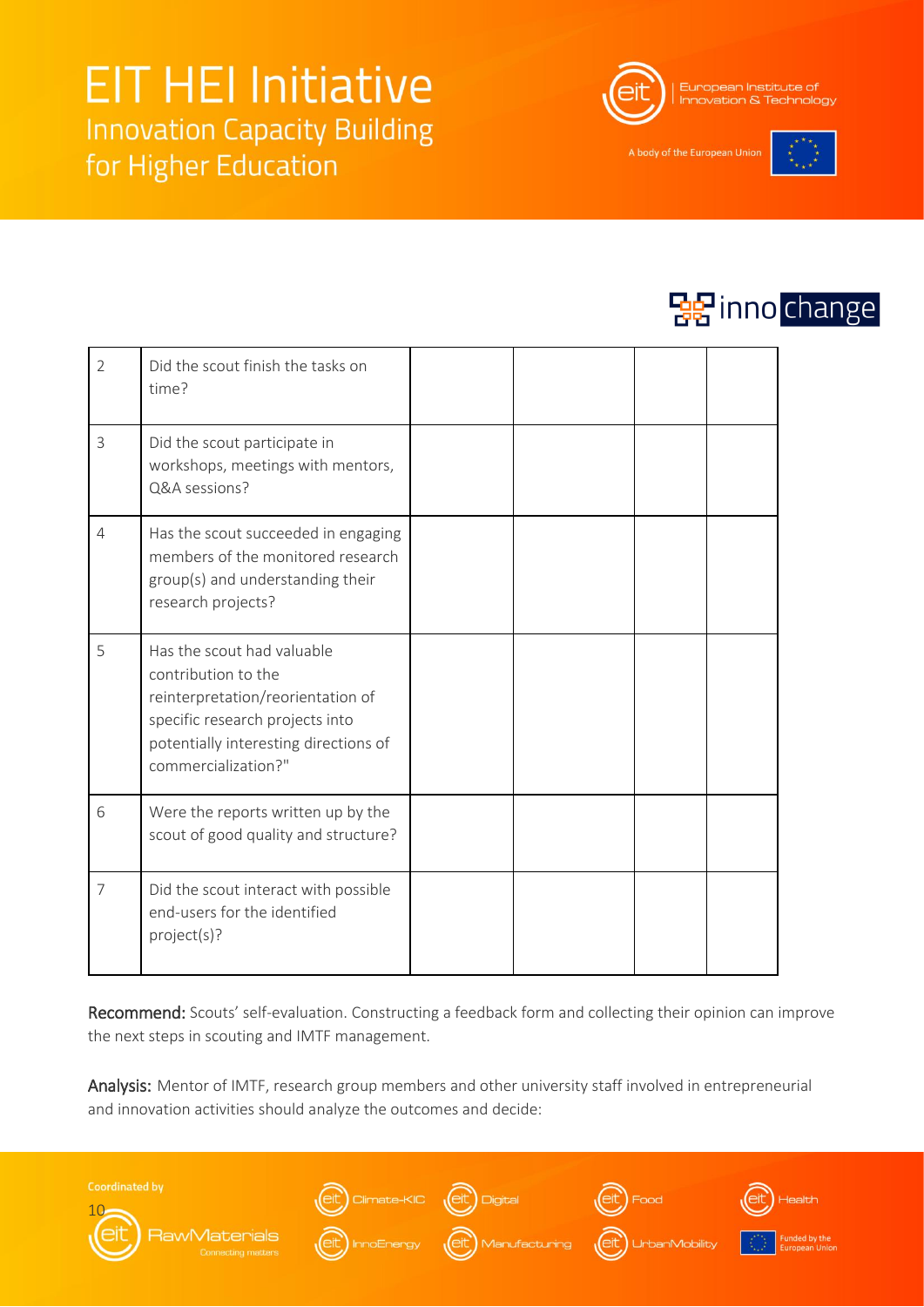| 2 | Did the scout finish the tasks on time? | | | | |
|---|---|---|---|---|---|
| 3 | Did the scout participate in workshops, meetings with mentors, Q&A sessions? | | | | |
| 4 | Has the scout succeeded in engaging members of the monitored research group(s) and understanding their research projects? | | | | |
| 5 | Has the scout had valuable contribution to the reinterpretation/reorientation of specific research projects into potentially interesting directions of commercialization?" | | | | |
| 6 | Were the reports written up by the scout of good quality and structure? | | | | |
| 7 | Did the scout interact with possible end-users for the identified project(s)? | | | | |

**Recommend:** Scouts' self-evaluation. Constructing a feedback form and collecting their opinion can improve the next steps in scouting and IMTF management.

**Analysis:** Mentor of IMTF, research group members and other university staff involved in entrepreneurial and innovation activities should analyze the outcomes and decide: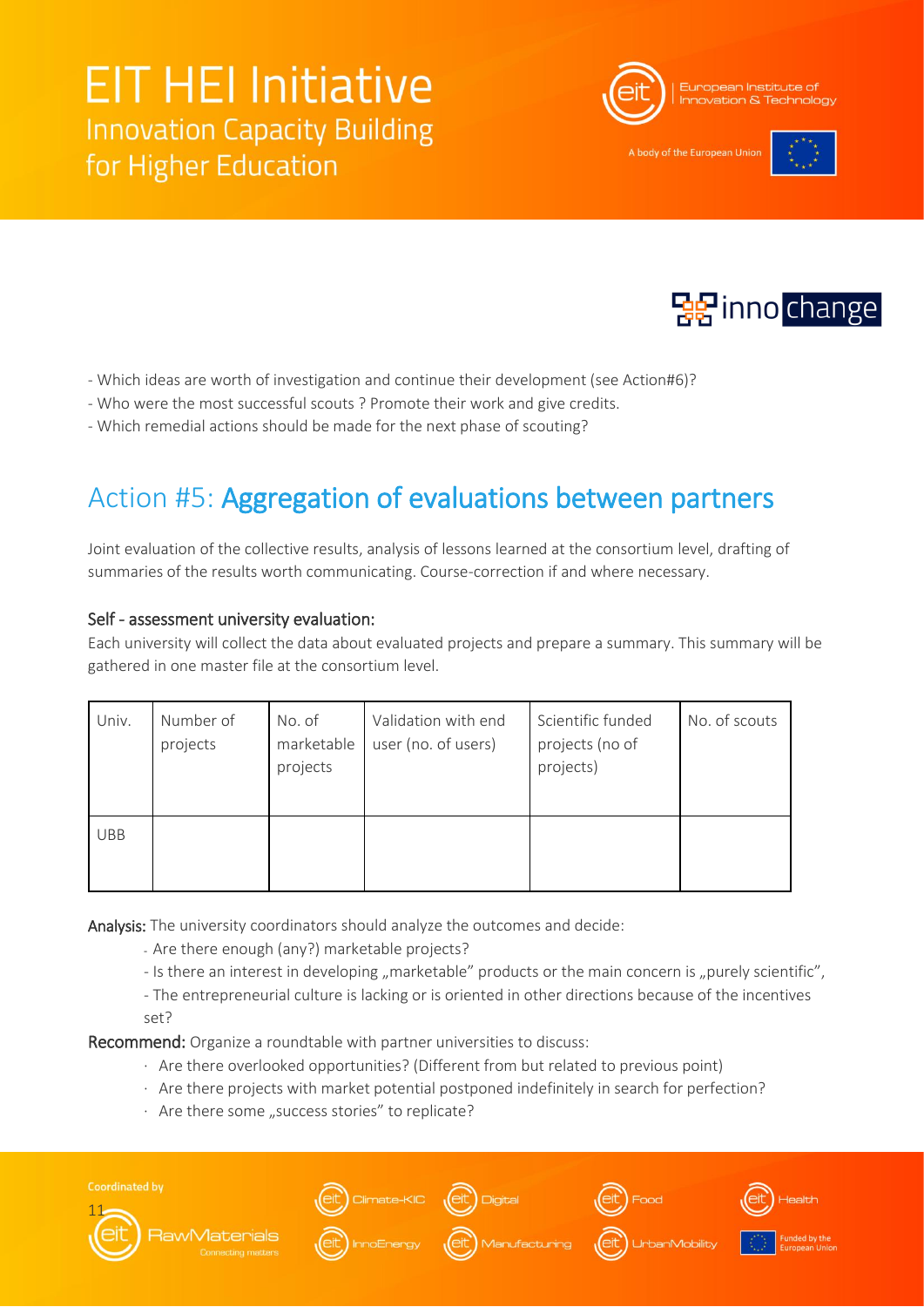- Which ideas are worth of investigation and continue their development (see Action#6)?
- Who were the most successful scouts ? Promote their work and give credits.
- Which remedial actions should be made for the next phase of scouting?

## Action #5: Aggregation of evaluations between partners

Joint evaluation of the collective results, analysis of lessons learned at the consortium level, drafting of summaries of the results worth communicating. Course-correction if and where necessary.

### Self - assessment university evaluation:

Each university will collect the data about evaluated projects and prepare a summary. This summary will be gathered in one master file at the consortium level.

| Univ. | Number of projects | No. of marketable projects | Validation with end user (no. of users) | Scientific funded projects (no of projects) | No. of scouts |
|---|---|---|---|---|---|
| UBB | | | | | |

**Analysis:** The university coordinators should analyze the outcomes and decide:

- Are there enough (any?) marketable projects?
- Is there an interest in developing „marketable" products or the main concern is „purely scientific",
- The entrepreneurial culture is lacking or is oriented in other directions because of the incentives set?

**Recommend:** Organize a roundtable with partner universities to discuss:

- Are there overlooked opportunities? (Different from but related to previous point)
- Are there projects with market potential postponed indefinitely in search for perfection?
- Are there some „success stories" to replicate?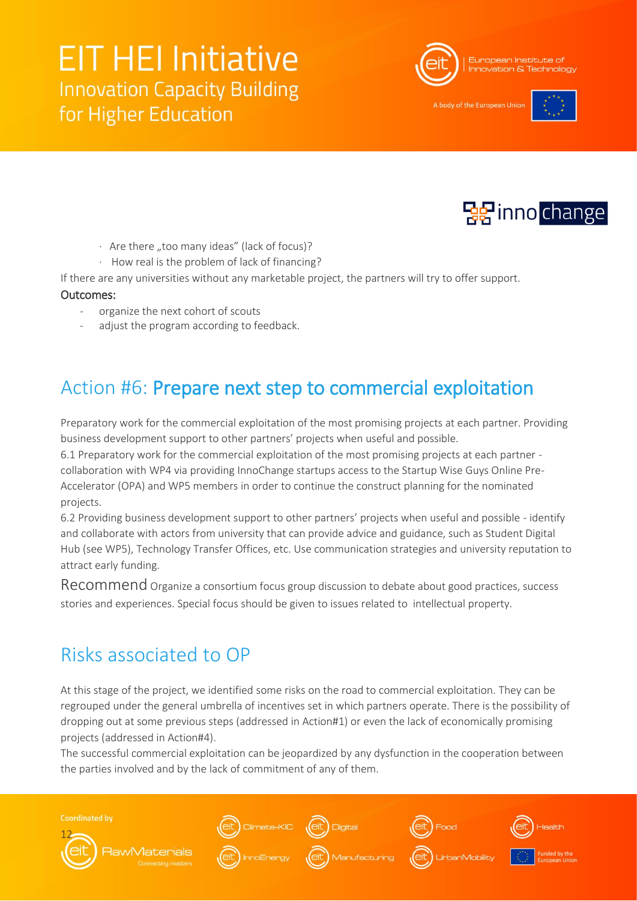- Are there „too many ideas" (lack of focus)?
- How real is the problem of lack of financing?

If there are any universities without any marketable project, the partners will try to offer support.

**Outcomes:**

- organize the next cohort of scouts
- adjust the program according to feedback.

## Action #6: Prepare next step to commercial exploitation

Preparatory work for the commercial exploitation of the most promising projects at each partner. Providing business development support to other partners' projects when useful and possible.

6.1 Preparatory work for the commercial exploitation of the most promising projects at each partner - collaboration with WP4 via providing InnoChange startups access to the Startup Wise Guys Online Pre-Accelerator (OPA) and WP5 members in order to continue the construct planning for the nominated projects.

6.2 Providing business development support to other partners' projects when useful and possible - identify and collaborate with actors from university that can provide advice and guidance, such as Student Digital Hub (see WP5), Technology Transfer Offices, etc. Use communication strategies and university reputation to attract early funding.

Recommend Organize a consortium focus group discussion to debate about good practices, success stories and experiences. Special focus should be given to issues related to intellectual property.

## Risks associated to OP

At this stage of the project, we identified some risks on the road to commercial exploitation. They can be regrouped under the general umbrella of incentives set in which partners operate. There is the possibility of dropping out at some previous steps (addressed in Action#1) or even the lack of economically promising projects (addressed in Action#4).

The successful commercial exploitation can be jeopardized by any dysfunction in the cooperation between the parties involved and by the lack of commitment of any of them.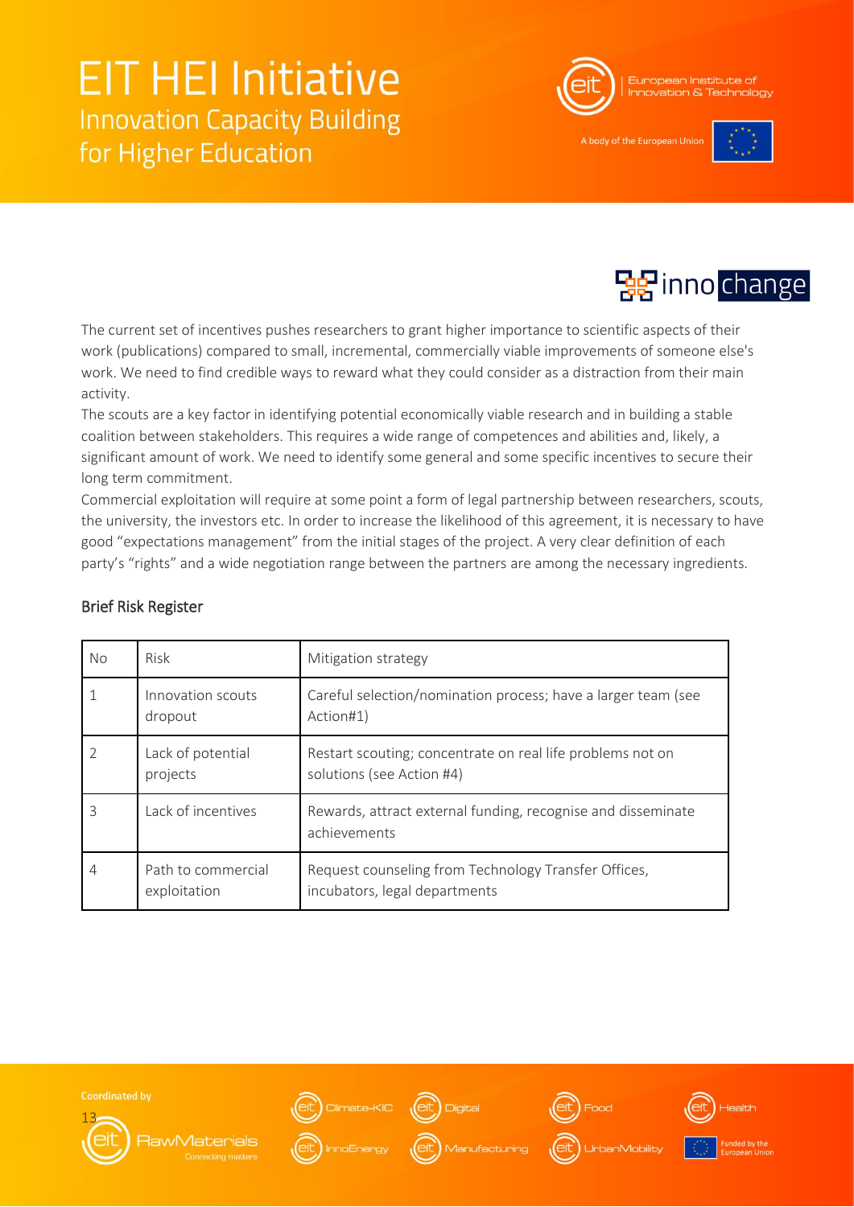The current set of incentives pushes researchers to grant higher importance to scientific aspects of their work (publications) compared to small, incremental, commercially viable improvements of someone else's work. We need to find credible ways to reward what they could consider as a distraction from their main activity.

The scouts are a key factor in identifying potential economically viable research and in building a stable coalition between stakeholders. This requires a wide range of competences and abilities and, likely, a significant amount of work. We need to identify some general and some specific incentives to secure their long term commitment.

Commercial exploitation will require at some point a form of legal partnership between researchers, scouts, the university, the investors etc. In order to increase the likelihood of this agreement, it is necessary to have good "expectations management" from the initial stages of the project. A very clear definition of each party's "rights" and a wide negotiation range between the partners are among the necessary ingredients.

## Brief Risk Register

| No | Risk | Mitigation strategy |
|---|---|---|
| 1 | Innovation scouts dropout | Careful selection/nomination process; have a larger team (see Action#1) |
| 2 | Lack of potential projects | Restart scouting; concentrate on real life problems not on solutions (see Action #4) |
| 3 | Lack of incentives | Rewards, attract external funding, recognise and disseminate achievements |
| 4 | Path to commercial exploitation | Request counseling from Technology Transfer Offices, incubators, legal departments |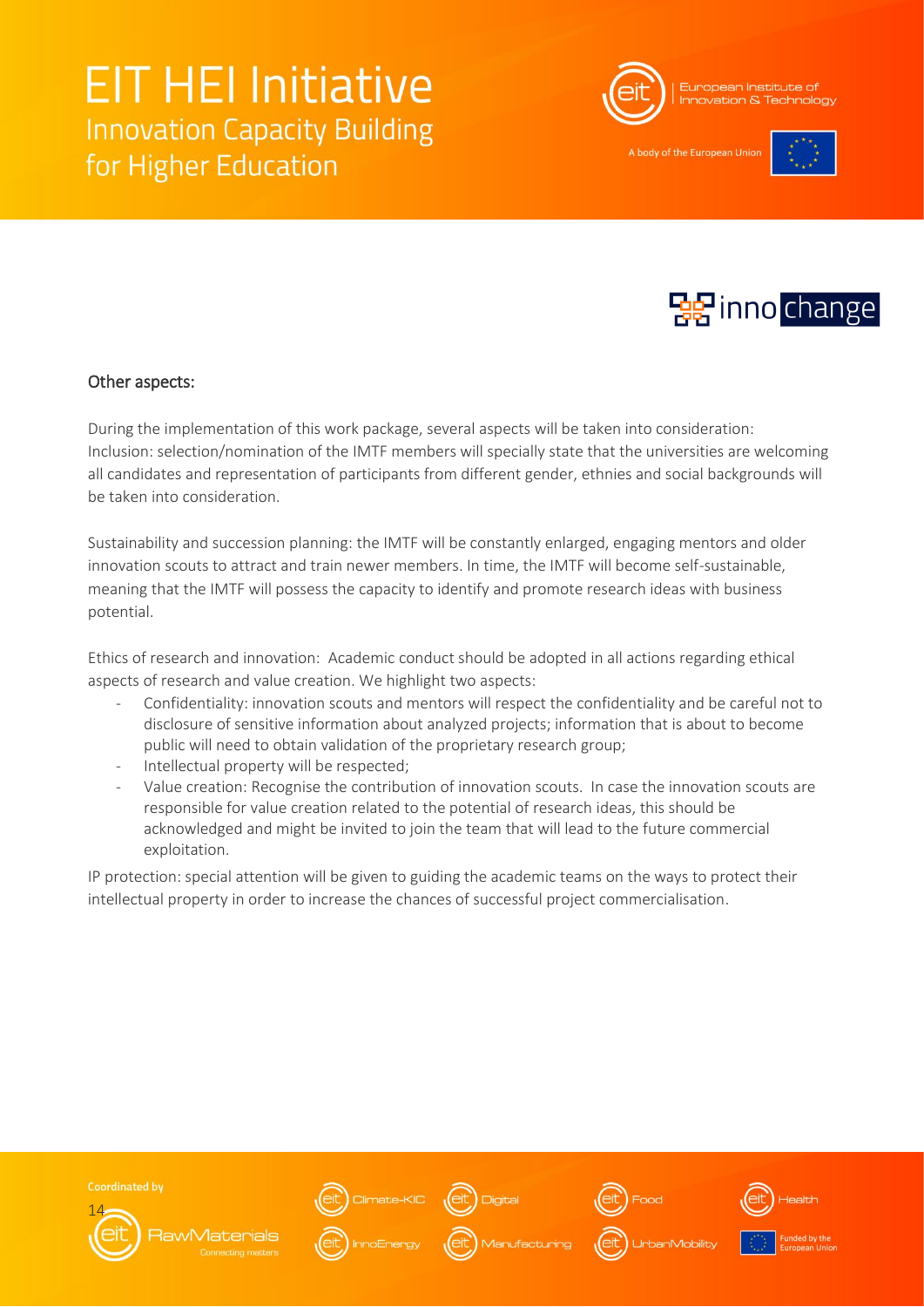## Other aspects:

During the implementation of this work package, several aspects will be taken into consideration:
Inclusion: selection/nomination of the IMTF members will specially state that the universities are welcoming all candidates and representation of participants from different gender, ethnies and social backgrounds will be taken into consideration.

Sustainability and succession planning: the IMTF will be constantly enlarged, engaging mentors and older innovation scouts to attract and train newer members. In time, the IMTF will become self-sustainable, meaning that the IMTF will possess the capacity to identify and promote research ideas with business potential.

Ethics of research and innovation: Academic conduct should be adopted in all actions regarding ethical aspects of research and value creation. We highlight two aspects:

- Confidentiality: innovation scouts and mentors will respect the confidentiality and be careful not to disclosure of sensitive information about analyzed projects; information that is about to become public will need to obtain validation of the proprietary research group;
- Intellectual property will be respected;
- Value creation: Recognise the contribution of innovation scouts. In case the innovation scouts are responsible for value creation related to the potential of research ideas, this should be acknowledged and might be invited to join the team that will lead to the future commercial exploitation.

IP protection: special attention will be given to guiding the academic teams on the ways to protect their intellectual property in order to increase the chances of successful project commercialisation.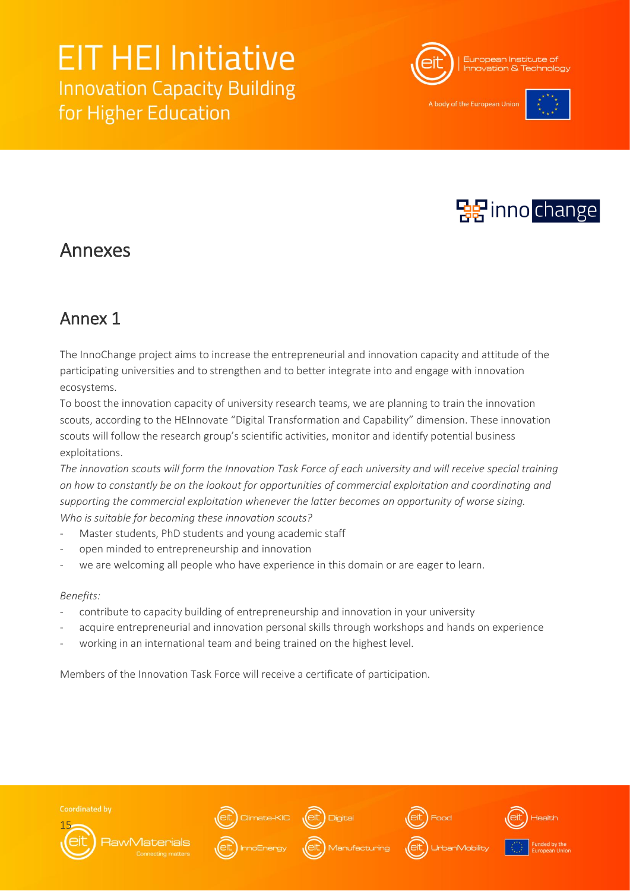# Annexes

## Annex 1

The InnoChange project aims to increase the entrepreneurial and innovation capacity and attitude of the participating universities and to strengthen and to better integrate into and engage with innovation ecosystems.

To boost the innovation capacity of university research teams, we are planning to train the innovation scouts, according to the HEInnovate "Digital Transformation and Capability" dimension. These innovation scouts will follow the research group's scientific activities, monitor and identify potential business exploitations.

*The innovation scouts will form the Innovation Task Force of each university and will receive special training on how to constantly be on the lookout for opportunities of commercial exploitation and coordinating and supporting the commercial exploitation whenever the latter becomes an opportunity of worse sizing.*

*Who is suitable for becoming these innovation scouts?*

- Master students, PhD students and young academic staff
- open minded to entrepreneurship and innovation
- we are welcoming all people who have experience in this domain or are eager to learn.

*Benefits:*

- contribute to capacity building of entrepreneurship and innovation in your university
- acquire entrepreneurial and innovation personal skills through workshops and hands on experience
- working in an international team and being trained on the highest level.

Members of the Innovation Task Force will receive a certificate of participation.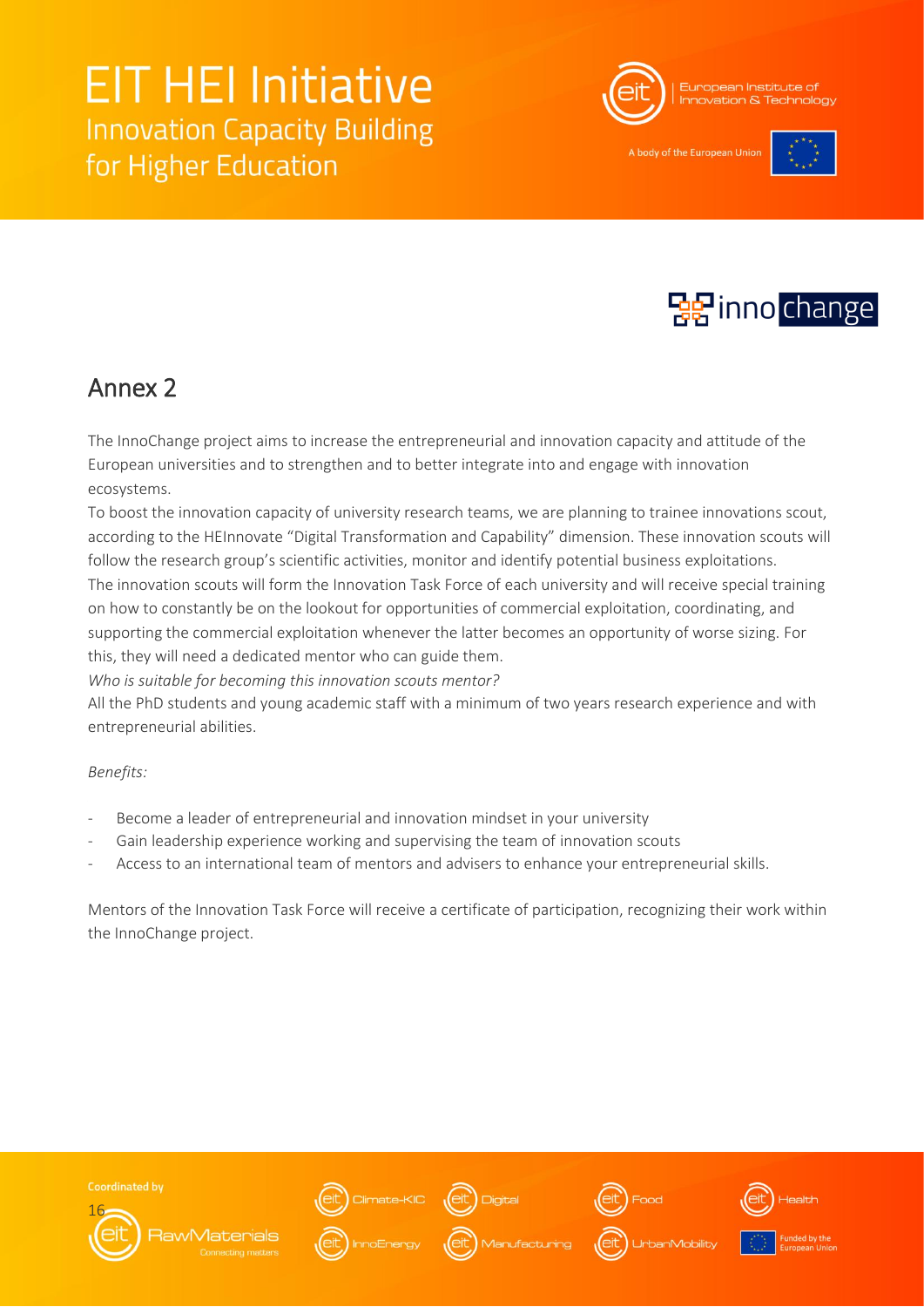## Annex 2

The InnoChange project aims to increase the entrepreneurial and innovation capacity and attitude of the European universities and to strengthen and to better integrate into and engage with innovation ecosystems.

To boost the innovation capacity of university research teams, we are planning to trainee innovations scout, according to the HEInnovate "Digital Transformation and Capability" dimension. These innovation scouts will follow the research group's scientific activities, monitor and identify potential business exploitations.

The innovation scouts will form the Innovation Task Force of each university and will receive special training on how to constantly be on the lookout for opportunities of commercial exploitation, coordinating, and supporting the commercial exploitation whenever the latter becomes an opportunity of worse sizing. For this, they will need a dedicated mentor who can guide them.

*Who is suitable for becoming this innovation scouts mentor?*

All the PhD students and young academic staff with a minimum of two years research experience and with entrepreneurial abilities.

*Benefits:*

- Become a leader of entrepreneurial and innovation mindset in your university
- Gain leadership experience working and supervising the team of innovation scouts
- Access to an international team of mentors and advisers to enhance your entrepreneurial skills.

Mentors of the Innovation Task Force will receive a certificate of participation, recognizing their work within the InnoChange project.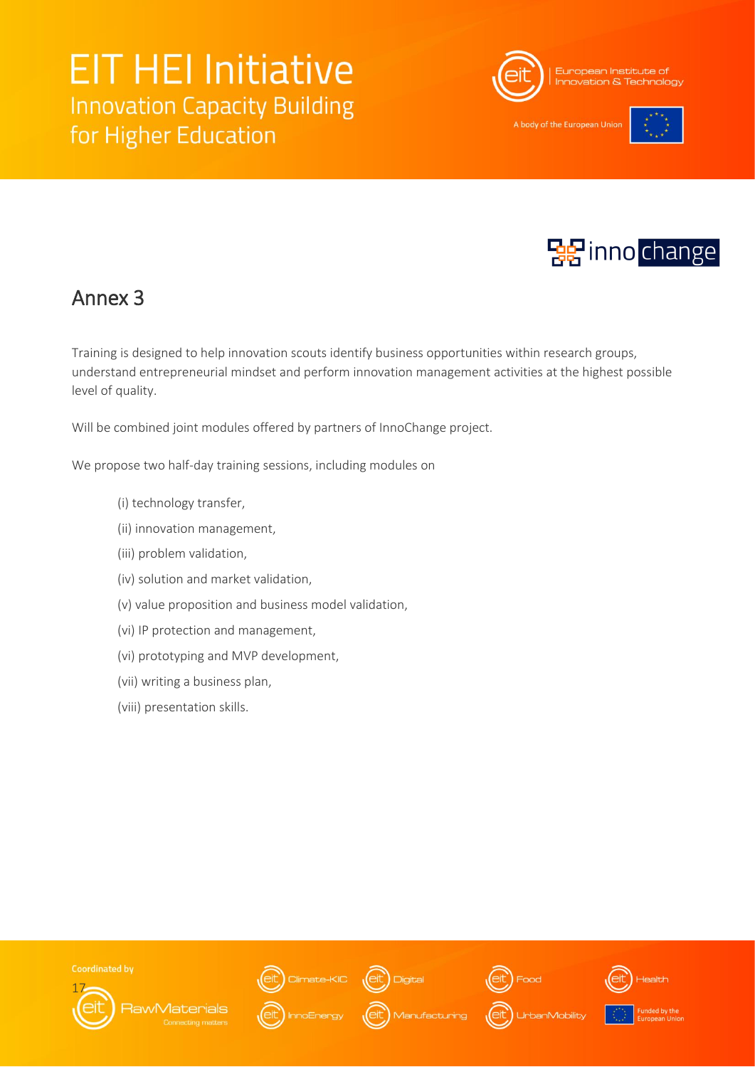## Annex 3

Training is designed to help innovation scouts identify business opportunities within research groups, understand entrepreneurial mindset and perform innovation management activities at the highest possible level of quality.

Will be combined joint modules offered by partners of InnoChange project.

We propose two half-day training sessions, including modules on

(i) technology transfer,

(ii) innovation management,

(iii) problem validation,

(iv) solution and market validation,

(v) value proposition and business model validation,

(vi) IP protection and management,

(vi) prototyping and MVP development,

(vii) writing a business plan,

(viii) presentation skills.